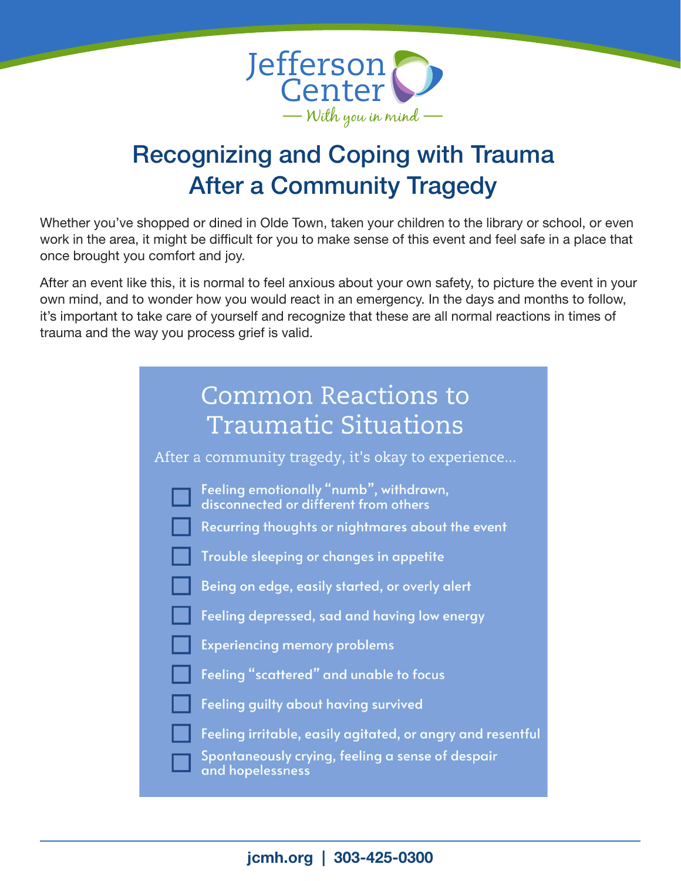Jefferson Center
— With you in mind —

# Recognizing and Coping with Trauma After a Community Tragedy

Whether you've shopped or dined in Olde Town, taken your children to the library or school, or even work in the area, it might be difficult for you to make sense of this event and feel safe in a place that once brought you comfort and joy.

After an event like this, it is normal to feel anxious about your own safety, to picture the event in your own mind, and to wonder how you would react in an emergency. In the days and months to follow, it's important to take care of yourself and recognize that these are all normal reactions in times of trauma and the way you process grief is valid.

## Common Reactions to Traumatic Situations

After a community tragedy, it's okay to experience...

- [ ] Feeling emotionally "numb", withdrawn, disconnected or different from others
- [ ] Recurring thoughts or nightmares about the event
- [ ] Trouble sleeping or changes in appetite
- [ ] Being on edge, easily started, or overly alert
- [ ] Feeling depressed, sad and having low energy
- [ ] Experiencing memory problems
- [ ] Feeling "scattered" and unable to focus
- [ ] Feeling guilty about having survived
- [ ] Feeling irritable, easily agitated, or angry and resentful
- [ ] Spontaneously crying, feeling a sense of despair and hopelessness

**jcmh.org | 303-425-0300**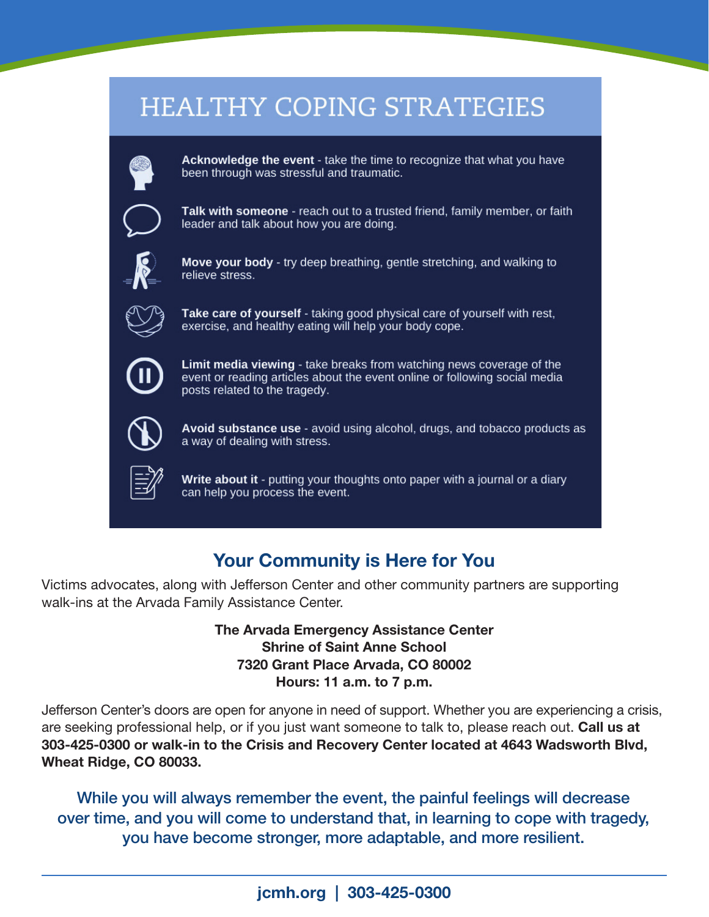# HEALTHY COPING STRATEGIES

**Acknowledge the event** - take the time to recognize that what you have been through was stressful and traumatic.

**Talk with someone** - reach out to a trusted friend, family member, or faith leader and talk about how you are doing.

**Move your body** - try deep breathing, gentle stretching, and walking to relieve stress.

**Take care of yourself** - taking good physical care of yourself with rest, exercise, and healthy eating will help your body cope.

**Limit media viewing** - take breaks from watching news coverage of the event or reading articles about the event online or following social media posts related to the tragedy.

**Avoid substance use** - avoid using alcohol, drugs, and tobacco products as a way of dealing with stress.

**Write about it** - putting your thoughts onto paper with a journal or a diary can help you process the event.

## Your Community is Here for You

Victims advocates, along with Jefferson Center and other community partners are supporting walk-ins at the Arvada Family Assistance Center.

**The Arvada Emergency Assistance Center**
**Shrine of Saint Anne School**
**7320 Grant Place Arvada, CO 80002**
**Hours: 11 a.m. to 7 p.m.**

Jefferson Center's doors are open for anyone in need of support. Whether you are experiencing a crisis, are seeking professional help, or if you just want someone to talk to, please reach out. **Call us at 303-425-0300 or walk-in to the Crisis and Recovery Center located at 4643 Wadsworth Blvd, Wheat Ridge, CO 80033.**

While you will always remember the event, the painful feelings will decrease over time, and you will come to understand that, in learning to cope with tragedy, you have become stronger, more adaptable, and more resilient.

**jcmh.org | 303-425-0300**